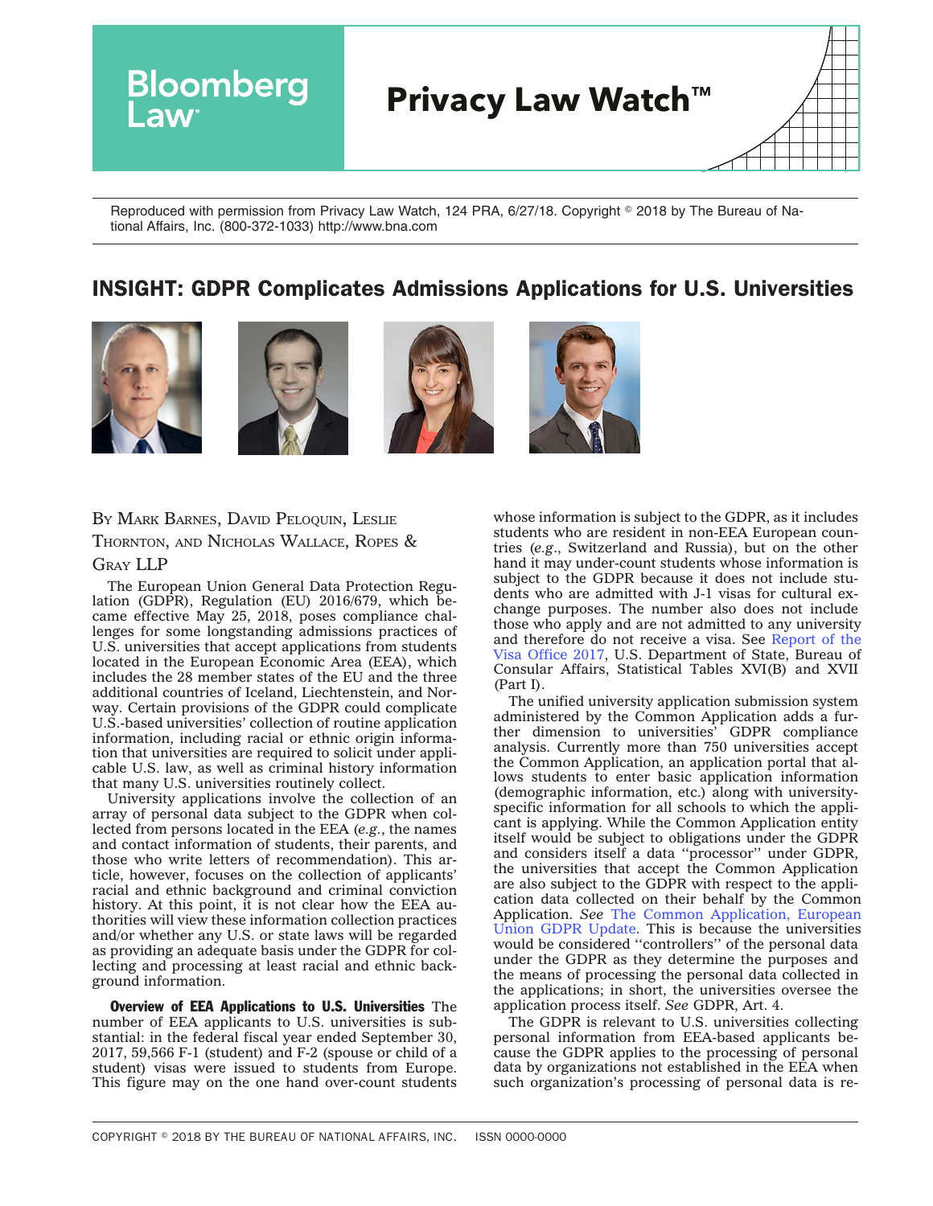Reproduced with permission from Privacy Law Watch, 124 PRA, 6/27/18. Copyright © 2018 by The Bureau of National Affairs, Inc. (800-372-1033) http://www.bna.com

# INSIGHT: GDPR Complicates Admissions Applications for U.S. Universities

BY MARK BARNES, DAVID PELOQUIN, LESLIE THORNTON, AND NICHOLAS WALLACE, ROPES & GRAY LLP

The European Union General Data Protection Regulation (GDPR), Regulation (EU) 2016/679, which became effective May 25, 2018, poses compliance challenges for some longstanding admissions practices of U.S. universities that accept applications from students located in the European Economic Area (EEA), which includes the 28 member states of the EU and the three additional countries of Iceland, Liechtenstein, and Norway. Certain provisions of the GDPR could complicate U.S.-based universities' collection of routine application information, including racial or ethnic origin information that universities are required to solicit under applicable U.S. law, as well as criminal history information that many U.S. universities routinely collect.

University applications involve the collection of an array of personal data subject to the GDPR when collected from persons located in the EEA (*e.g.*, the names and contact information of students, their parents, and those who write letters of recommendation). This article, however, focuses on the collection of applicants' racial and ethnic background and criminal conviction history. At this point, it is not clear how the EEA authorities will view these information collection practices and/or whether any U.S. or state laws will be regarded as providing an adequate basis under the GDPR for collecting and processing at least racial and ethnic background information.

**Overview of EEA Applications to U.S. Universities** The number of EEA applicants to U.S. universities is substantial: in the federal fiscal year ended September 30, 2017, 59,566 F-1 (student) and F-2 (spouse or child of a student) visas were issued to students from Europe. This figure may on the one hand over-count students whose information is subject to the GDPR, as it includes students who are resident in non-EEA European countries (*e.g.*, Switzerland and Russia), but on the other hand it may under-count students whose information is subject to the GDPR because it does not include students who are admitted with J-1 visas for cultural exchange purposes. The number also does not include those who apply and are not admitted to any university and therefore do not receive a visa. See Report of the Visa Office 2017, U.S. Department of State, Bureau of Consular Affairs, Statistical Tables XVI(B) and XVII (Part I).

The unified university application submission system administered by the Common Application adds a further dimension to universities' GDPR compliance analysis. Currently more than 750 universities accept the Common Application, an application portal that allows students to enter basic application information (demographic information, etc.) along with university-specific information for all schools to which the applicant is applying. While the Common Application entity itself would be subject to obligations under the GDPR and considers itself a data "processor" under GDPR, the universities that accept the Common Application are also subject to the GDPR with respect to the application data collected on their behalf by the Common Application. *See* The Common Application, European Union GDPR Update. This is because the universities would be considered "controllers" of the personal data under the GDPR as they determine the purposes and the means of processing the personal data collected in the applications; in short, the universities oversee the application process itself. *See* GDPR, Art. 4.

The GDPR is relevant to U.S. universities collecting personal information from EEA-based applicants because the GDPR applies to the processing of personal data by organizations not established in the EEA when such organization's processing of personal data is re-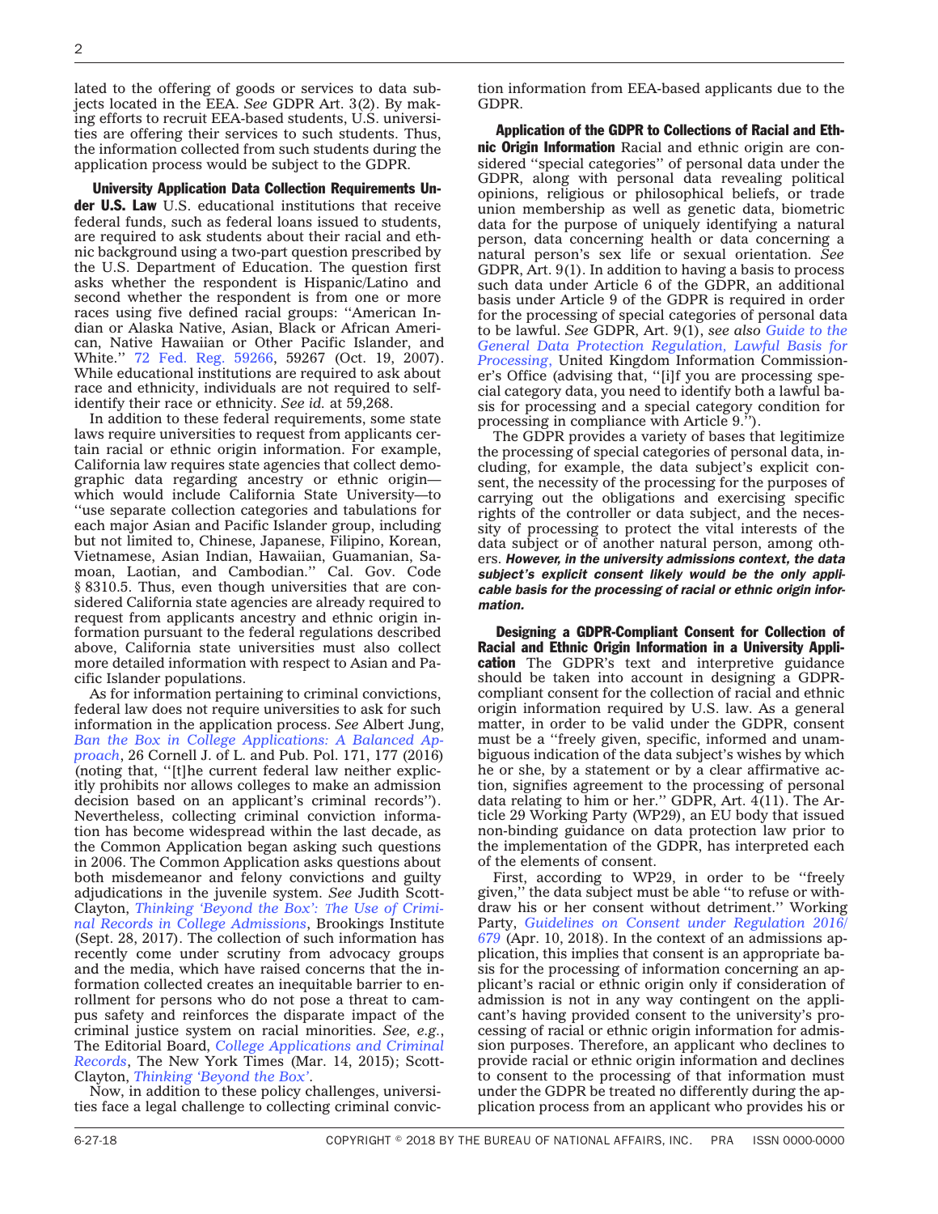lated to the offering of goods or services to data subjects located in the EEA. *See* GDPR Art. 3(2). By making efforts to recruit EEA-based students, U.S. universities are offering their services to such students. Thus, the information collected from such students during the application process would be subject to the GDPR.

**University Application Data Collection Requirements Under U.S. Law** U.S. educational institutions that receive federal funds, such as federal loans issued to students, are required to ask students about their racial and ethnic background using a two-part question prescribed by the U.S. Department of Education. The question first asks whether the respondent is Hispanic/Latino and second whether the respondent is from one or more races using five defined racial groups: ''American Indian or Alaska Native, Asian, Black or African American, Native Hawaiian or Other Pacific Islander, and White.'' 72 Fed. Reg. 59266, 59267 (Oct. 19, 2007). While educational institutions are required to ask about race and ethnicity, individuals are not required to self-identify their race or ethnicity. *See id.* at 59,268.

In addition to these federal requirements, some state laws require universities to request from applicants certain racial or ethnic origin information. For example, California law requires state agencies that collect demographic data regarding ancestry or ethnic origin—which would include California State University—to ''use separate collection categories and tabulations for each major Asian and Pacific Islander group, including but not limited to, Chinese, Japanese, Filipino, Korean, Vietnamese, Asian Indian, Hawaiian, Guamanian, Samoan, Laotian, and Cambodian.'' Cal. Gov. Code § 8310.5. Thus, even though universities that are considered California state agencies are already required to request from applicants ancestry and ethnic origin information pursuant to the federal regulations described above, California state universities must also collect more detailed information with respect to Asian and Pacific Islander populations.

As for information pertaining to criminal convictions, federal law does not require universities to ask for such information in the application process. *See* Albert Jung, *Ban the Box in College Applications: A Balanced Approach*, 26 Cornell J. of L. and Pub. Pol. 171, 177 (2016) (noting that, ''[t]he current federal law neither explicitly prohibits nor allows colleges to make an admission decision based on an applicant's criminal records''). Nevertheless, collecting criminal conviction information has become widespread within the last decade, as the Common Application began asking such questions in 2006. The Common Application asks questions about both misdemeanor and felony convictions and guilty adjudications in the juvenile system. *See* Judith Scott-Clayton, *Thinking 'Beyond the Box': The Use of Criminal Records in College Admissions*, Brookings Institute (Sept. 28, 2017). The collection of such information has recently come under scrutiny from advocacy groups and the media, which have raised concerns that the information collected creates an inequitable barrier to enrollment for persons who do not pose a threat to campus safety and reinforces the disparate impact of the criminal justice system on racial minorities. *See, e.g.*, The Editorial Board, *College Applications and Criminal Records*, The New York Times (Mar. 14, 2015); Scott-Clayton, *Thinking 'Beyond the Box'*.

Now, in addition to these policy challenges, universities face a legal challenge to collecting criminal conviction information from EEA-based applicants due to the GDPR.

**Application of the GDPR to Collections of Racial and Ethnic Origin Information** Racial and ethnic origin are considered ''special categories'' of personal data under the GDPR, along with personal data revealing political opinions, religious or philosophical beliefs, or trade union membership as well as genetic data, biometric data for the purpose of uniquely identifying a natural person, data concerning health or data concerning a natural person's sex life or sexual orientation. *See* GDPR, Art. 9(1). In addition to having a basis to process such data under Article 6 of the GDPR, an additional basis under Article 9 of the GDPR is required in order for the processing of special categories of personal data to be lawful. *See* GDPR, Art. 9(1), *see also Guide to the General Data Protection Regulation, Lawful Basis for Processing*, United Kingdom Information Commissioner's Office (advising that, ''[i]f you are processing special category data, you need to identify both a lawful basis for processing and a special category condition for processing in compliance with Article 9.'').

The GDPR provides a variety of bases that legitimize the processing of special categories of personal data, including, for example, the data subject's explicit consent, the necessity of the processing for the purposes of carrying out the obligations and exercising specific rights of the controller or data subject, and the necessity of processing to protect the vital interests of the data subject or of another natural person, among others. ***However, in the university admissions context, the data subject's explicit consent likely would be the only applicable basis for the processing of racial or ethnic origin information.***

**Designing a GDPR-Compliant Consent for Collection of Racial and Ethnic Origin Information in a University Application** The GDPR's text and interpretive guidance should be taken into account in designing a GDPR-compliant consent for the collection of racial and ethnic origin information required by U.S. law. As a general matter, in order to be valid under the GDPR, consent must be a ''freely given, specific, informed and unambiguous indication of the data subject's wishes by which he or she, by a statement or by a clear affirmative action, signifies agreement to the processing of personal data relating to him or her.'' GDPR, Art. 4(11). The Article 29 Working Party (WP29), an EU body that issued non-binding guidance on data protection law prior to the implementation of the GDPR, has interpreted each of the elements of consent.

First, according to WP29, in order to be ''freely given,'' the data subject must be able ''to refuse or withdraw his or her consent without detriment.'' Working Party, *Guidelines on Consent under Regulation 2016/679* (Apr. 10, 2018). In the context of an admissions application, this implies that consent is an appropriate basis for the processing of information concerning an applicant's racial or ethnic origin only if consideration of admission is not in any way contingent on the applicant's having provided consent to the university's processing of racial or ethnic origin information for admission purposes. Therefore, an applicant who declines to provide racial or ethnic origin information and declines to consent to the processing of that information must under the GDPR be treated no differently during the application process from an applicant who provides his or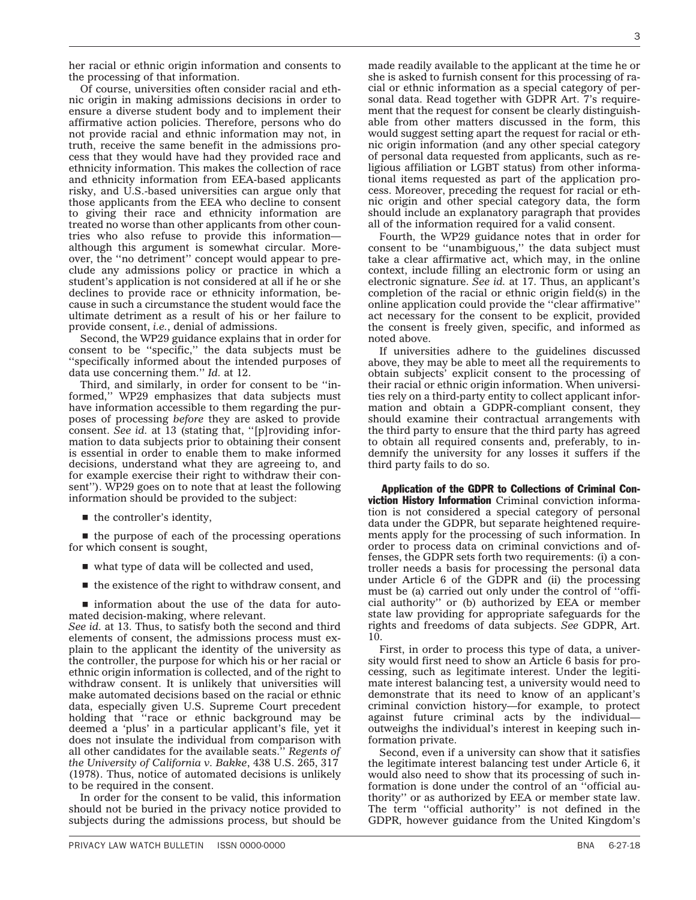her racial or ethnic origin information and consents to the processing of that information.

Of course, universities often consider racial and ethnic origin in making admissions decisions in order to ensure a diverse student body and to implement their affirmative action policies. Therefore, persons who do not provide racial and ethnic information may not, in truth, receive the same benefit in the admissions process that they would have had they provided race and ethnicity information. This makes the collection of race and ethnicity information from EEA-based applicants risky, and U.S.-based universities can argue only that those applicants from the EEA who decline to consent to giving their race and ethnicity information are treated no worse than other applicants from other countries who also refuse to provide this information—although this argument is somewhat circular. Moreover, the ''no detriment'' concept would appear to preclude any admissions policy or practice in which a student's application is not considered at all if he or she declines to provide race or ethnicity information, because in such a circumstance the student would face the ultimate detriment as a result of his or her failure to provide consent, *i.e.*, denial of admissions.

Second, the WP29 guidance explains that in order for consent to be ''specific,'' the data subjects must be ''specifically informed about the intended purposes of data use concerning them.'' *Id.* at 12.

Third, and similarly, in order for consent to be ''informed,'' WP29 emphasizes that data subjects must have information accessible to them regarding the purposes of processing *before* they are asked to provide consent. *See id.* at 13 (stating that, ''[p]roviding information to data subjects prior to obtaining their consent is essential in order to enable them to make informed decisions, understand what they are agreeing to, and for example exercise their right to withdraw their consent''). WP29 goes on to note that at least the following information should be provided to the subject:

- the controller's identity,
- the purpose of each of the processing operations for which consent is sought,
- what type of data will be collected and used,
- the existence of the right to withdraw consent, and
- information about the use of the data for automated decision-making, where relevant.

*See id.* at 13. Thus, to satisfy both the second and third elements of consent, the admissions process must explain to the applicant the identity of the university as the controller, the purpose for which his or her racial or ethnic origin information is collected, and of the right to withdraw consent. It is unlikely that universities will make automated decisions based on the racial or ethnic data, especially given U.S. Supreme Court precedent holding that ''race or ethnic background may be deemed a 'plus' in a particular applicant's file, yet it does not insulate the individual from comparison with all other candidates for the available seats.'' *Regents of the University of California v. Bakke*, 438 U.S. 265, 317 (1978). Thus, notice of automated decisions is unlikely to be required in the consent.

In order for the consent to be valid, this information should not be buried in the privacy notice provided to subjects during the admissions process, but should be made readily available to the applicant at the time he or she is asked to furnish consent for this processing of racial or ethnic information as a special category of personal data. Read together with GDPR Art. 7's requirement that the request for consent be clearly distinguishable from other matters discussed in the form, this would suggest setting apart the request for racial or ethnic origin information (and any other special category of personal data requested from applicants, such as religious affiliation or LGBT status) from other informational items requested as part of the application process. Moreover, preceding the request for racial or ethnic origin and other special category data, the form should include an explanatory paragraph that provides all of the information required for a valid consent.

Fourth, the WP29 guidance notes that in order for consent to be ''unambiguous,'' the data subject must take a clear affirmative act, which may, in the online context, include filling an electronic form or using an electronic signature. *See id.* at 17. Thus, an applicant's completion of the racial or ethnic origin field(s) in the online application could provide the ''clear affirmative'' act necessary for the consent to be explicit, provided the consent is freely given, specific, and informed as noted above.

If universities adhere to the guidelines discussed above, they may be able to meet all the requirements to obtain subjects' explicit consent to the processing of their racial or ethnic origin information. When universities rely on a third-party entity to collect applicant information and obtain a GDPR-compliant consent, they should examine their contractual arrangements with the third party to ensure that the third party has agreed to obtain all required consents and, preferably, to indemnify the university for any losses it suffers if the third party fails to do so.

**Application of the GDPR to Collections of Criminal Conviction History Information** Criminal conviction information is not considered a special category of personal data under the GDPR, but separate heightened requirements apply for the processing of such information. In order to process data on criminal convictions and offenses, the GDPR sets forth two requirements: (i) a controller needs a basis for processing the personal data under Article 6 of the GDPR and (ii) the processing must be (a) carried out only under the control of ''official authority'' or (b) authorized by EEA or member state law providing for appropriate safeguards for the rights and freedoms of data subjects. *See* GDPR, Art. 10.

First, in order to process this type of data, a university would first need to show an Article 6 basis for processing, such as legitimate interest. Under the legitimate interest balancing test, a university would need to demonstrate that its need to know of an applicant's criminal conviction history—for example, to protect against future criminal acts by the individual—outweighs the individual's interest in keeping such information private.

Second, even if a university can show that it satisfies the legitimate interest balancing test under Article 6, it would also need to show that its processing of such information is done under the control of an ''official authority'' or as authorized by EEA or member state law. The term ''official authority'' is not defined in the GDPR, however guidance from the United Kingdom's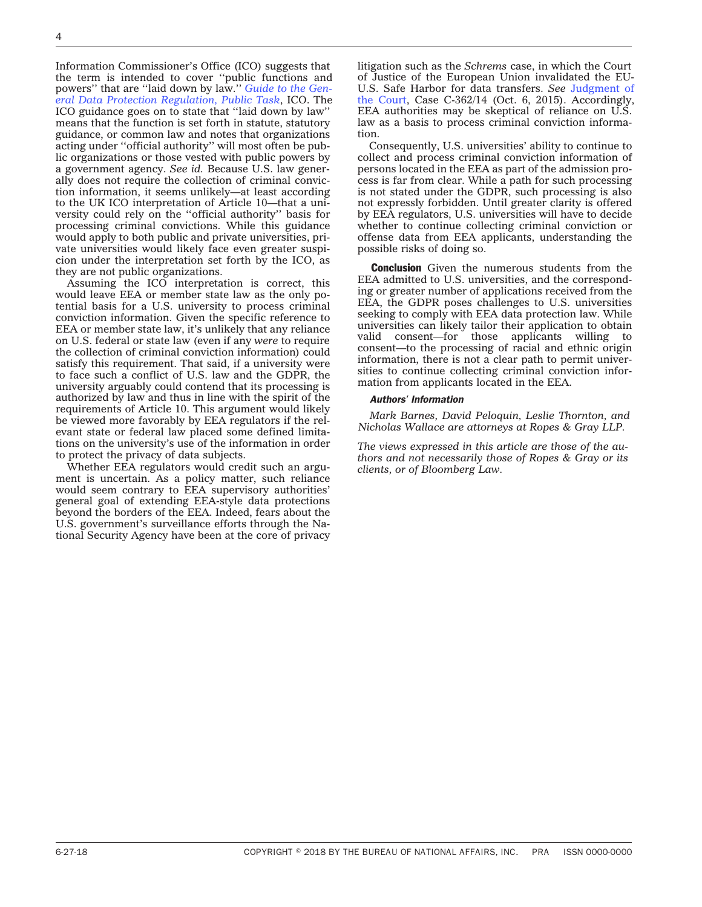Information Commissioner's Office (ICO) suggests that the term is intended to cover ''public functions and powers'' that are ''laid down by law.'' *Guide to the General Data Protection Regulation, Public Task*, ICO. The ICO guidance goes on to state that ''laid down by law'' means that the function is set forth in statute, statutory guidance, or common law and notes that organizations acting under ''official authority'' will most often be public organizations or those vested with public powers by a government agency. *See id.* Because U.S. law generally does not require the collection of criminal conviction information, it seems unlikely—at least according to the UK ICO interpretation of Article 10—that a university could rely on the ''official authority'' basis for processing criminal convictions. While this guidance would apply to both public and private universities, private universities would likely face even greater suspicion under the interpretation set forth by the ICO, as they are not public organizations.

Assuming the ICO interpretation is correct, this would leave EEA or member state law as the only potential basis for a U.S. university to process criminal conviction information. Given the specific reference to EEA or member state law, it's unlikely that any reliance on U.S. federal or state law (even if any *were* to require the collection of criminal conviction information) could satisfy this requirement. That said, if a university were to face such a conflict of U.S. law and the GDPR, the university arguably could contend that its processing is authorized by law and thus in line with the spirit of the requirements of Article 10. This argument would likely be viewed more favorably by EEA regulators if the relevant state or federal law placed some defined limitations on the university's use of the information in order to protect the privacy of data subjects.

Whether EEA regulators would credit such an argument is uncertain. As a policy matter, such reliance would seem contrary to EEA supervisory authorities' general goal of extending EEA-style data protections beyond the borders of the EEA. Indeed, fears about the U.S. government's surveillance efforts through the National Security Agency have been at the core of privacy litigation such as the *Schrems* case, in which the Court of Justice of the European Union invalidated the EU-U.S. Safe Harbor for data transfers. *See* Judgment of the Court, Case C-362/14 (Oct. 6, 2015). Accordingly, EEA authorities may be skeptical of reliance on U.S. law as a basis to process criminal conviction information.

Consequently, U.S. universities' ability to continue to collect and process criminal conviction information of persons located in the EEA as part of the admission process is far from clear. While a path for such processing is not stated under the GDPR, such processing is also not expressly forbidden. Until greater clarity is offered by EEA regulators, U.S. universities will have to decide whether to continue collecting criminal conviction or offense data from EEA applicants, understanding the possible risks of doing so.

**Conclusion** Given the numerous students from the EEA admitted to U.S. universities, and the corresponding or greater number of applications received from the EEA, the GDPR poses challenges to U.S. universities seeking to comply with EEA data protection law. While universities can likely tailor their application to obtain valid consent—for those applicants willing to consent—to the processing of racial and ethnic origin information, there is not a clear path to permit universities to continue collecting criminal conviction information from applicants located in the EEA.

***Authors' Information***

*Mark Barnes, David Peloquin, Leslie Thornton, and Nicholas Wallace are attorneys at Ropes & Gray LLP.*

*The views expressed in this article are those of the authors and not necessarily those of Ropes & Gray or its clients, or of Bloomberg Law.*